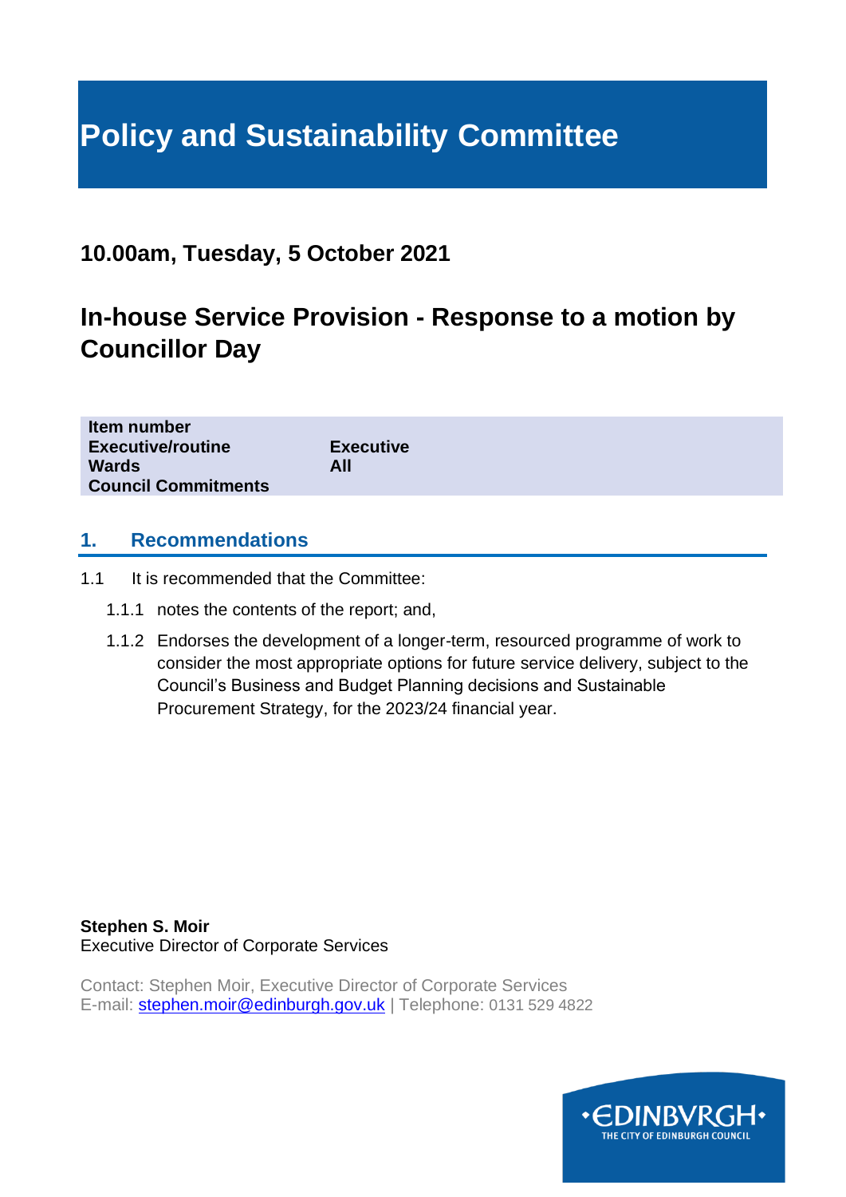# Policy and Sustainability Committee

## 10.00am, Tuesday, 5 October 2021

## In-house Service Provision - Response to a motion by Councillor Day

| | |
|---|---|
| **Item number** | |
| **Executive/routine** | **Executive** |
| **Wards** | **All** |
| **Council Commitments** | |

## 1. Recommendations

1.1 It is recommended that the Committee:

1.1.1 notes the contents of the report; and,

1.1.2 Endorses the development of a longer-term, resourced programme of work to consider the most appropriate options for future service delivery, subject to the Council's Business and Budget Planning decisions and Sustainable Procurement Strategy, for the 2023/24 financial year.

**Stephen S. Moir**
Executive Director of Corporate Services

Contact: Stephen Moir, Executive Director of Corporate Services
E-mail: stephen.moir@edinburgh.gov.uk | Telephone: 0131 529 4822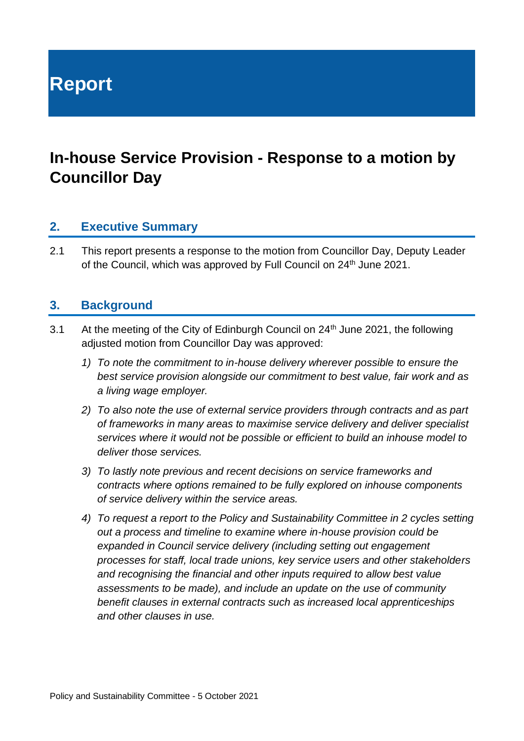# Report

# In-house Service Provision - Response to a motion by Councillor Day

## 2. Executive Summary

2.1 This report presents a response to the motion from Councillor Day, Deputy Leader of the Council, which was approved by Full Council on 24th June 2021.

## 3. Background

3.1 At the meeting of the City of Edinburgh Council on 24th June 2021, the following adjusted motion from Councillor Day was approved:

1) *To note the commitment to in-house delivery wherever possible to ensure the best service provision alongside our commitment to best value, fair work and as a living wage employer.*

2) *To also note the use of external service providers through contracts and as part of frameworks in many areas to maximise service delivery and deliver specialist services where it would not be possible or efficient to build an inhouse model to deliver those services.*

3) *To lastly note previous and recent decisions on service frameworks and contracts where options remained to be fully explored on inhouse components of service delivery within the service areas.*

4) *To request a report to the Policy and Sustainability Committee in 2 cycles setting out a process and timeline to examine where in-house provision could be expanded in Council service delivery (including setting out engagement processes for staff, local trade unions, key service users and other stakeholders and recognising the financial and other inputs required to allow best value assessments to be made), and include an update on the use of community benefit clauses in external contracts such as increased local apprenticeships and other clauses in use.*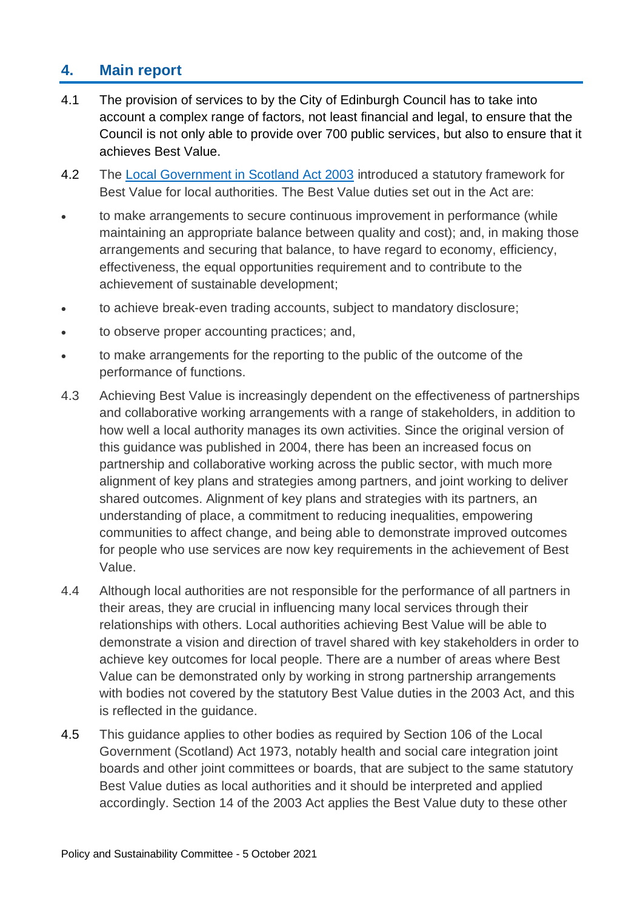## 4. Main report

4.1 The provision of services to by the City of Edinburgh Council has to take into account a complex range of factors, not least financial and legal, to ensure that the Council is not only able to provide over 700 public services, but also to ensure that it achieves Best Value.

4.2 The [Local Government in Scotland Act 2003](#) introduced a statutory framework for Best Value for local authorities. The Best Value duties set out in the Act are:

- to make arrangements to secure continuous improvement in performance (while maintaining an appropriate balance between quality and cost); and, in making those arrangements and securing that balance, to have regard to economy, efficiency, effectiveness, the equal opportunities requirement and to contribute to the achievement of sustainable development;
- to achieve break-even trading accounts, subject to mandatory disclosure;
- to observe proper accounting practices; and,
- to make arrangements for the reporting to the public of the outcome of the performance of functions.

4.3 Achieving Best Value is increasingly dependent on the effectiveness of partnerships and collaborative working arrangements with a range of stakeholders, in addition to how well a local authority manages its own activities. Since the original version of this guidance was published in 2004, there has been an increased focus on partnership and collaborative working across the public sector, with much more alignment of key plans and strategies among partners, and joint working to deliver shared outcomes. Alignment of key plans and strategies with its partners, an understanding of place, a commitment to reducing inequalities, empowering communities to affect change, and being able to demonstrate improved outcomes for people who use services are now key requirements in the achievement of Best Value.

4.4 Although local authorities are not responsible for the performance of all partners in their areas, they are crucial in influencing many local services through their relationships with others. Local authorities achieving Best Value will be able to demonstrate a vision and direction of travel shared with key stakeholders in order to achieve key outcomes for local people. There are a number of areas where Best Value can be demonstrated only by working in strong partnership arrangements with bodies not covered by the statutory Best Value duties in the 2003 Act, and this is reflected in the guidance.

4.5 This guidance applies to other bodies as required by Section 106 of the Local Government (Scotland) Act 1973, notably health and social care integration joint boards and other joint committees or boards, that are subject to the same statutory Best Value duties as local authorities and it should be interpreted and applied accordingly. Section 14 of the 2003 Act applies the Best Value duty to these other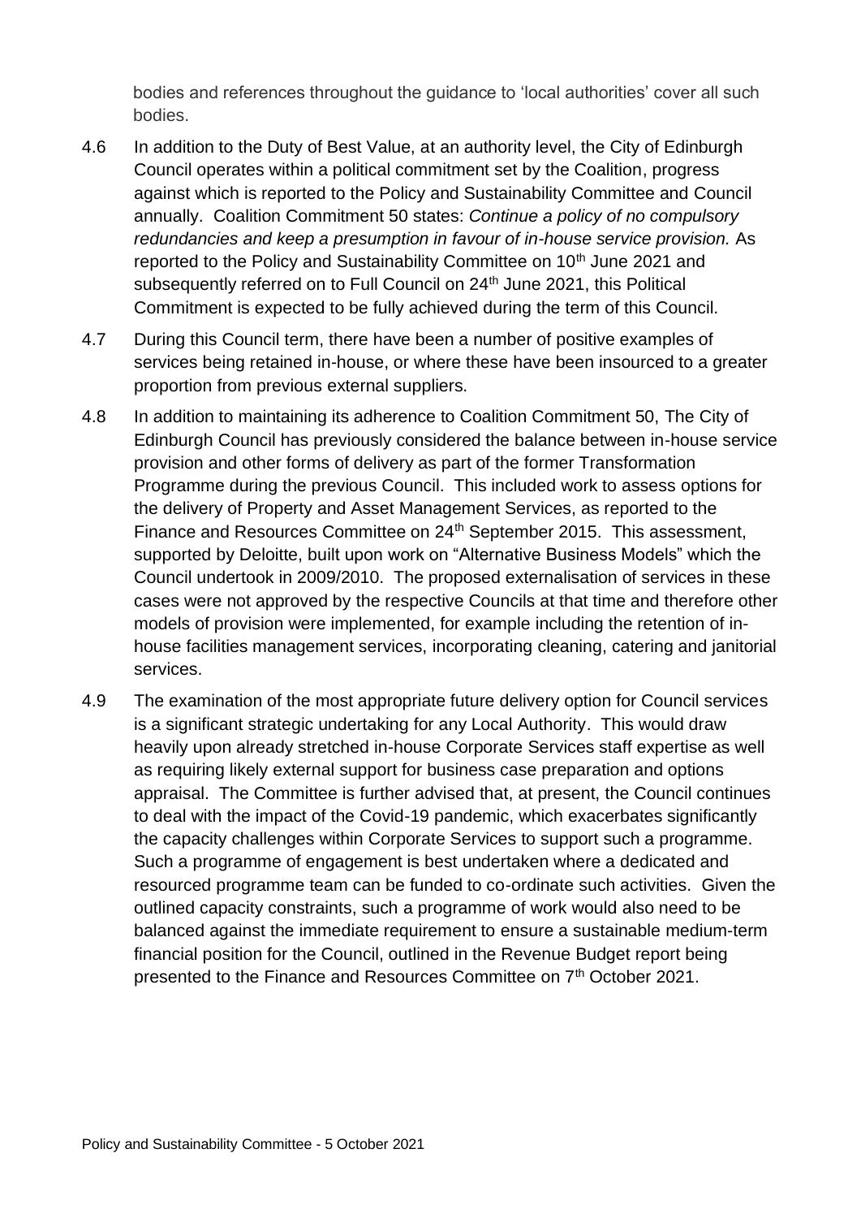bodies and references throughout the guidance to 'local authorities' cover all such bodies.

4.6 In addition to the Duty of Best Value, at an authority level, the City of Edinburgh Council operates within a political commitment set by the Coalition, progress against which is reported to the Policy and Sustainability Committee and Council annually. Coalition Commitment 50 states: *Continue a policy of no compulsory redundancies and keep a presumption in favour of in-house service provision.* As reported to the Policy and Sustainability Committee on 10th June 2021 and subsequently referred on to Full Council on 24th June 2021, this Political Commitment is expected to be fully achieved during the term of this Council.

4.7 During this Council term, there have been a number of positive examples of services being retained in-house, or where these have been insourced to a greater proportion from previous external suppliers.

4.8 In addition to maintaining its adherence to Coalition Commitment 50, The City of Edinburgh Council has previously considered the balance between in-house service provision and other forms of delivery as part of the former Transformation Programme during the previous Council. This included work to assess options for the delivery of Property and Asset Management Services, as reported to the Finance and Resources Committee on 24th September 2015. This assessment, supported by Deloitte, built upon work on "Alternative Business Models" which the Council undertook in 2009/2010. The proposed externalisation of services in these cases were not approved by the respective Councils at that time and therefore other models of provision were implemented, for example including the retention of in-house facilities management services, incorporating cleaning, catering and janitorial services.

4.9 The examination of the most appropriate future delivery option for Council services is a significant strategic undertaking for any Local Authority. This would draw heavily upon already stretched in-house Corporate Services staff expertise as well as requiring likely external support for business case preparation and options appraisal. The Committee is further advised that, at present, the Council continues to deal with the impact of the Covid-19 pandemic, which exacerbates significantly the capacity challenges within Corporate Services to support such a programme. Such a programme of engagement is best undertaken where a dedicated and resourced programme team can be funded to co-ordinate such activities. Given the outlined capacity constraints, such a programme of work would also need to be balanced against the immediate requirement to ensure a sustainable medium-term financial position for the Council, outlined in the Revenue Budget report being presented to the Finance and Resources Committee on 7th October 2021.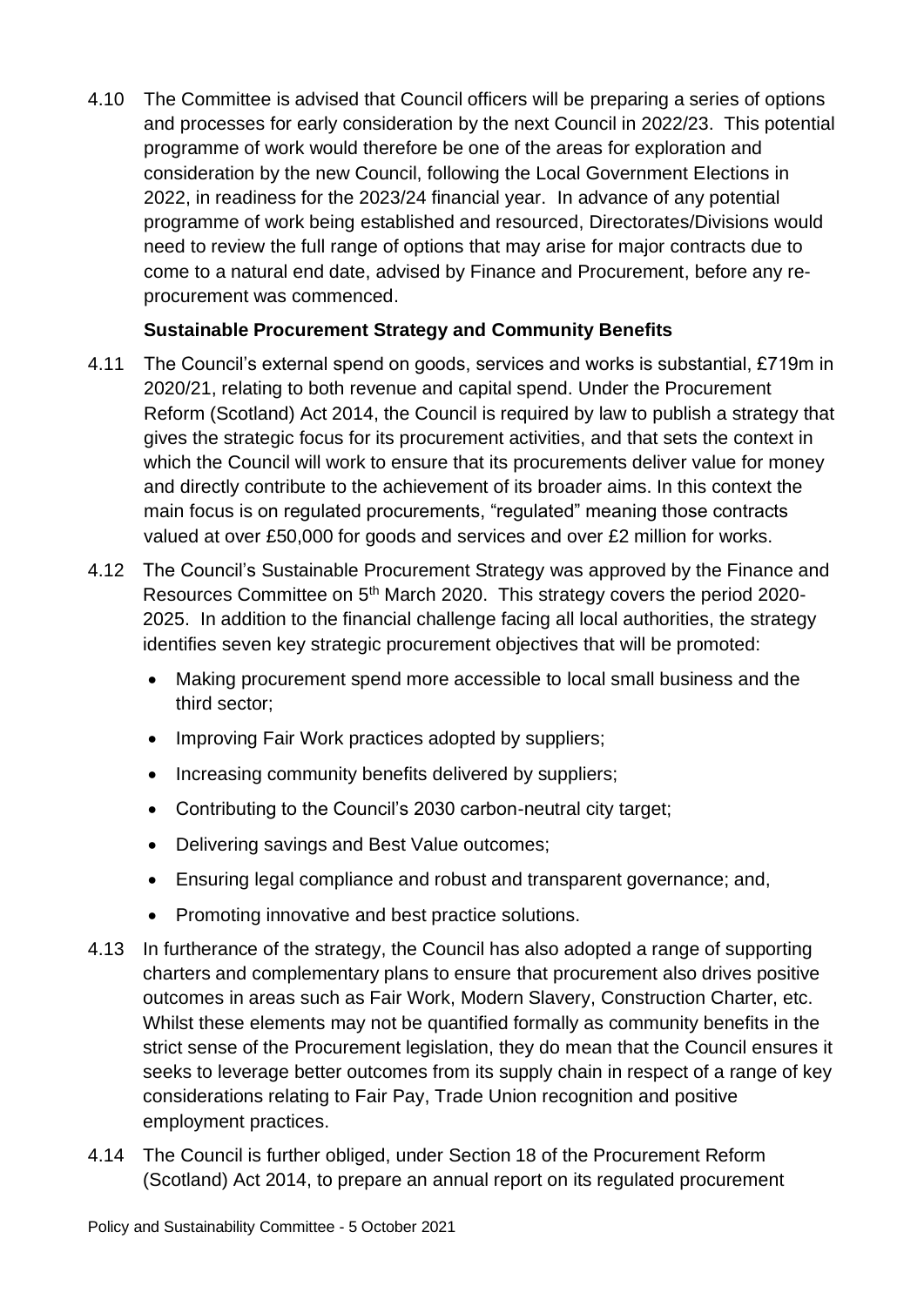4.10 The Committee is advised that Council officers will be preparing a series of options and processes for early consideration by the next Council in 2022/23. This potential programme of work would therefore be one of the areas for exploration and consideration by the new Council, following the Local Government Elections in 2022, in readiness for the 2023/24 financial year. In advance of any potential programme of work being established and resourced, Directorates/Divisions would need to review the full range of options that may arise for major contracts due to come to a natural end date, advised by Finance and Procurement, before any re-procurement was commenced.

**Sustainable Procurement Strategy and Community Benefits**

4.11 The Council's external spend on goods, services and works is substantial, £719m in 2020/21, relating to both revenue and capital spend. Under the Procurement Reform (Scotland) Act 2014, the Council is required by law to publish a strategy that gives the strategic focus for its procurement activities, and that sets the context in which the Council will work to ensure that its procurements deliver value for money and directly contribute to the achievement of its broader aims. In this context the main focus is on regulated procurements, "regulated" meaning those contracts valued at over £50,000 for goods and services and over £2 million for works.

4.12 The Council's Sustainable Procurement Strategy was approved by the Finance and Resources Committee on 5th March 2020. This strategy covers the period 2020-2025. In addition to the financial challenge facing all local authorities, the strategy identifies seven key strategic procurement objectives that will be promoted:

- Making procurement spend more accessible to local small business and the third sector;
- Improving Fair Work practices adopted by suppliers;
- Increasing community benefits delivered by suppliers;
- Contributing to the Council's 2030 carbon-neutral city target;
- Delivering savings and Best Value outcomes;
- Ensuring legal compliance and robust and transparent governance; and,
- Promoting innovative and best practice solutions.

4.13 In furtherance of the strategy, the Council has also adopted a range of supporting charters and complementary plans to ensure that procurement also drives positive outcomes in areas such as Fair Work, Modern Slavery, Construction Charter, etc. Whilst these elements may not be quantified formally as community benefits in the strict sense of the Procurement legislation, they do mean that the Council ensures it seeks to leverage better outcomes from its supply chain in respect of a range of key considerations relating to Fair Pay, Trade Union recognition and positive employment practices.

4.14 The Council is further obliged, under Section 18 of the Procurement Reform (Scotland) Act 2014, to prepare an annual report on its regulated procurement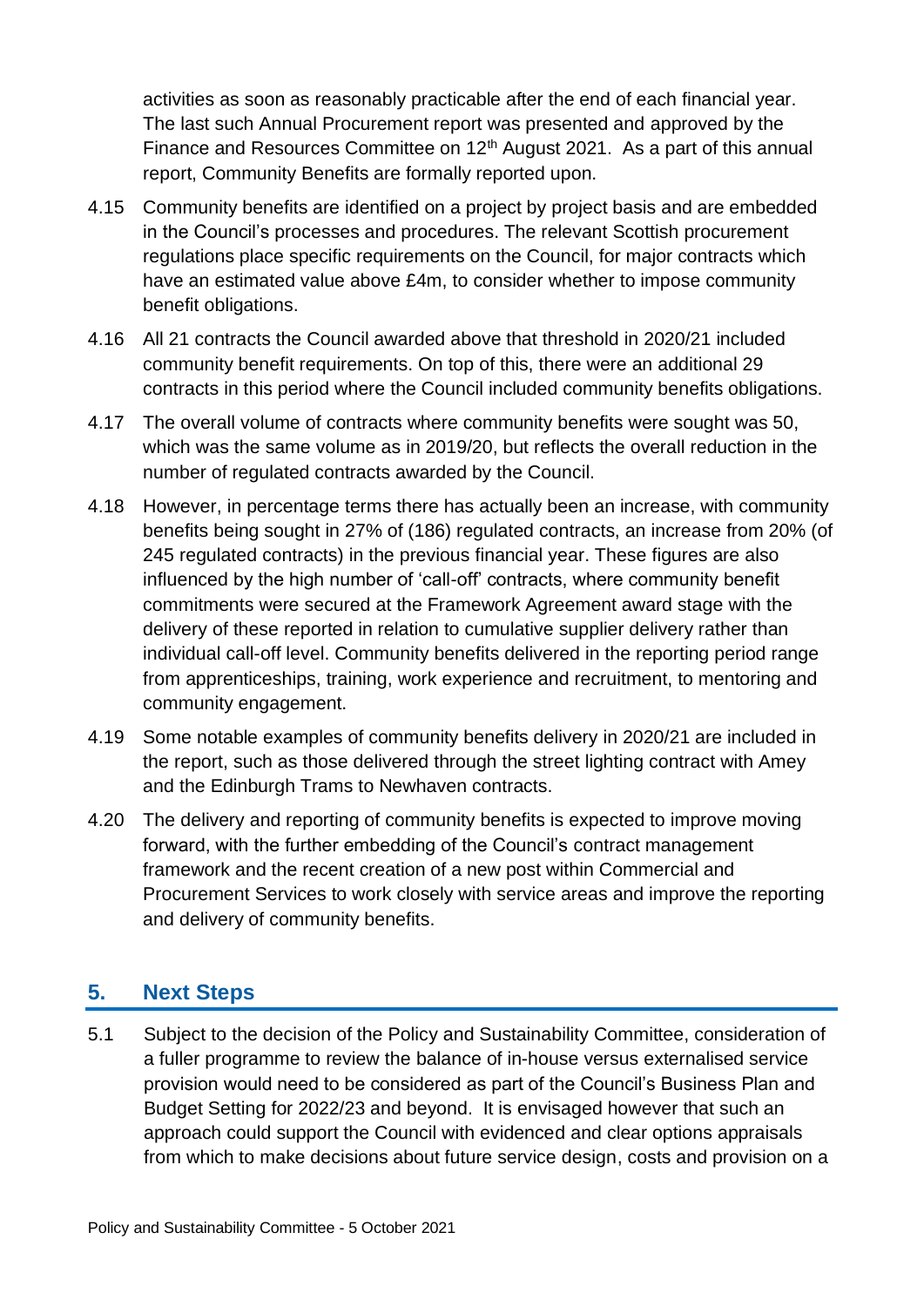activities as soon as reasonably practicable after the end of each financial year. The last such Annual Procurement report was presented and approved by the Finance and Resources Committee on 12th August 2021. As a part of this annual report, Community Benefits are formally reported upon.

4.15 Community benefits are identified on a project by project basis and are embedded in the Council's processes and procedures. The relevant Scottish procurement regulations place specific requirements on the Council, for major contracts which have an estimated value above £4m, to consider whether to impose community benefit obligations.

4.16 All 21 contracts the Council awarded above that threshold in 2020/21 included community benefit requirements. On top of this, there were an additional 29 contracts in this period where the Council included community benefits obligations.

4.17 The overall volume of contracts where community benefits were sought was 50, which was the same volume as in 2019/20, but reflects the overall reduction in the number of regulated contracts awarded by the Council.

4.18 However, in percentage terms there has actually been an increase, with community benefits being sought in 27% of (186) regulated contracts, an increase from 20% (of 245 regulated contracts) in the previous financial year. These figures are also influenced by the high number of 'call-off' contracts, where community benefit commitments were secured at the Framework Agreement award stage with the delivery of these reported in relation to cumulative supplier delivery rather than individual call-off level. Community benefits delivered in the reporting period range from apprenticeships, training, work experience and recruitment, to mentoring and community engagement.

4.19 Some notable examples of community benefits delivery in 2020/21 are included in the report, such as those delivered through the street lighting contract with Amey and the Edinburgh Trams to Newhaven contracts.

4.20 The delivery and reporting of community benefits is expected to improve moving forward, with the further embedding of the Council's contract management framework and the recent creation of a new post within Commercial and Procurement Services to work closely with service areas and improve the reporting and delivery of community benefits.

## 5. Next Steps

5.1 Subject to the decision of the Policy and Sustainability Committee, consideration of a fuller programme to review the balance of in-house versus externalised service provision would need to be considered as part of the Council's Business Plan and Budget Setting for 2022/23 and beyond. It is envisaged however that such an approach could support the Council with evidenced and clear options appraisals from which to make decisions about future service design, costs and provision on a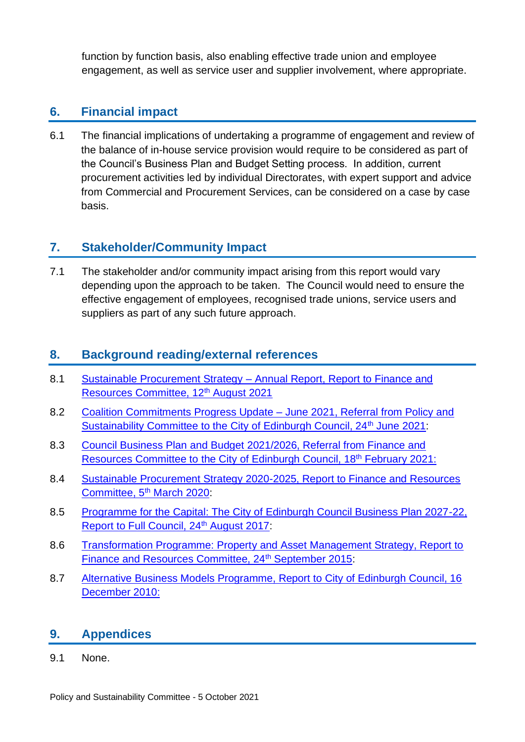function by function basis, also enabling effective trade union and employee engagement, as well as service user and supplier involvement, where appropriate.

## 6. Financial impact

6.1 The financial implications of undertaking a programme of engagement and review of the balance of in-house service provision would require to be considered as part of the Council's Business Plan and Budget Setting process. In addition, current procurement activities led by individual Directorates, with expert support and advice from Commercial and Procurement Services, can be considered on a case by case basis.

## 7. Stakeholder/Community Impact

7.1 The stakeholder and/or community impact arising from this report would vary depending upon the approach to be taken. The Council would need to ensure the effective engagement of employees, recognised trade unions, service users and suppliers as part of any such future approach.

## 8. Background reading/external references

8.1 Sustainable Procurement Strategy – Annual Report, Report to Finance and Resources Committee, 12th August 2021

8.2 Coalition Commitments Progress Update – June 2021, Referral from Policy and Sustainability Committee to the City of Edinburgh Council, 24th June 2021:

8.3 Council Business Plan and Budget 2021/2026, Referral from Finance and Resources Committee to the City of Edinburgh Council, 18th February 2021:

8.4 Sustainable Procurement Strategy 2020-2025, Report to Finance and Resources Committee, 5th March 2020:

8.5 Programme for the Capital: The City of Edinburgh Council Business Plan 2027-22, Report to Full Council, 24th August 2017:

8.6 Transformation Programme: Property and Asset Management Strategy, Report to Finance and Resources Committee, 24th September 2015:

8.7 Alternative Business Models Programme, Report to City of Edinburgh Council, 16 December 2010:

## 9. Appendices

9.1 None.